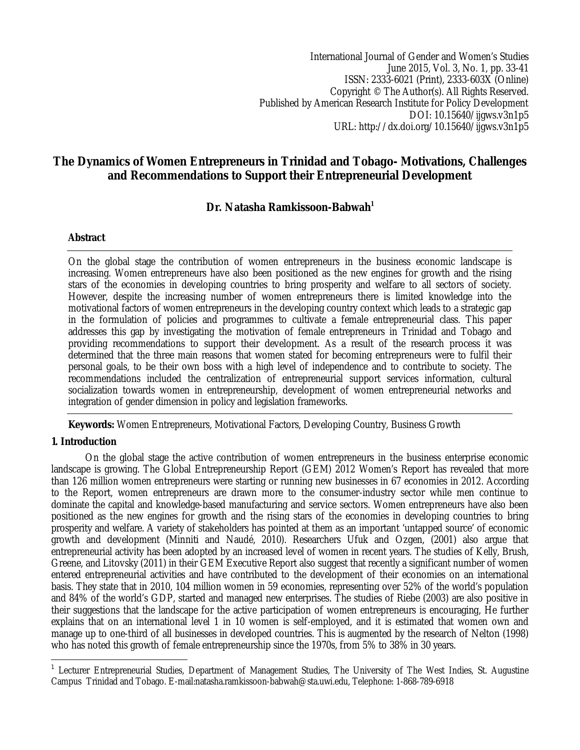International Journal of Gender and Women's Studies
June 2015, Vol. 3, No. 1, pp. 33-41
ISSN: 2333-6021 (Print), 2333-603X (Online)
Copyright © The Author(s). All Rights Reserved.
Published by American Research Institute for Policy Development
DOI: 10.15640/ijgws.v3n1p5
URL: http://dx.doi.org/10.15640/ijgws.v3n1p5

# The Dynamics of Women Entrepreneurs in Trinidad and Tobago- Motivations, Challenges and Recommendations to Support their Entrepreneurial Development

**Dr. Natasha Ramkissoon-Babwah[1]**

## Abstract

On the global stage the contribution of women entrepreneurs in the business economic landscape is increasing. Women entrepreneurs have also been positioned as the new engines for growth and the rising stars of the economies in developing countries to bring prosperity and welfare to all sectors of society. However, despite the increasing number of women entrepreneurs there is limited knowledge into the motivational factors of women entrepreneurs in the developing country context which leads to a strategic gap in the formulation of policies and programmes to cultivate a female entrepreneurial class. This paper addresses this gap by investigating the motivation of female entrepreneurs in Trinidad and Tobago and providing recommendations to support their development. As a result of the research process it was determined that the three main reasons that women stated for becoming entrepreneurs were to fulfil their personal goals, to be their own boss with a high level of independence and to contribute to society. The recommendations included the centralization of entrepreneurial support services information, cultural socialization towards women in entrepreneurship, development of women entrepreneurial networks and integration of gender dimension in policy and legislation frameworks.

**Keywords:** Women Entrepreneurs, Motivational Factors, Developing Country, Business Growth

## 1. Introduction

On the global stage the active contribution of women entrepreneurs in the business enterprise economic landscape is growing. The Global Entrepreneurship Report (GEM) 2012 Women's Report has revealed that more than 126 million women entrepreneurs were starting or running new businesses in 67 economies in 2012. According to the Report, women entrepreneurs are drawn more to the consumer-industry sector while men continue to dominate the capital and knowledge-based manufacturing and service sectors. Women entrepreneurs have also been positioned as the new engines for growth and the rising stars of the economies in developing countries to bring prosperity and welfare. A variety of stakeholders has pointed at them as an important 'untapped source' of economic growth and development (Minniti and Naudé, 2010). Researchers Ufuk and Ozgen, (2001) also argue that entrepreneurial activity has been adopted by an increased level of women in recent years. The studies of Kelly, Brush, Greene, and Litovsky (2011) in their GEM Executive Report also suggest that recently a significant number of women entered entrepreneurial activities and have contributed to the development of their economies on an international basis. They state that in 2010, 104 million women in 59 economies, representing over 52% of the world's population and 84% of the world's GDP, started and managed new enterprises. The studies of Riebe (2003) are also positive in their suggestions that the landscape for the active participation of women entrepreneurs is encouraging, He further explains that on an international level 1 in 10 women is self-employed, and it is estimated that women own and manage up to one-third of all businesses in developed countries. This is augmented by the research of Nelton (1998) who has noted this growth of female entrepreneurship since the 1970s, from 5% to 38% in 30 years.

---

[1] Lecturer Entrepreneurial Studies, Department of Management Studies, The University of The West Indies, St. Augustine Campus Trinidad and Tobago. E-mail:natasha.ramkissoon-babwah@sta.uwi.edu, Telephone: 1-868-789-6918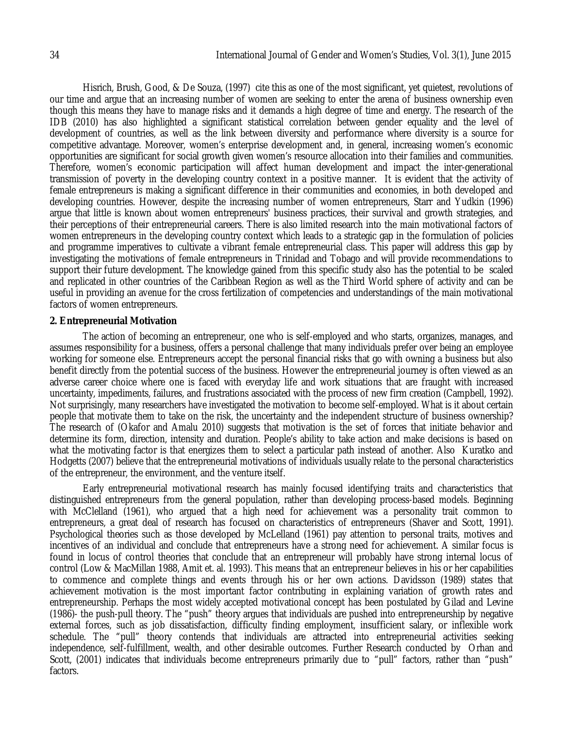Hisrich, Brush, Good, & De Souza, (1997) cite this as one of the most significant, yet quietest, revolutions of our time and argue that an increasing number of women are seeking to enter the arena of business ownership even though this means they have to manage risks and it demands a high degree of time and energy. The research of the IDB (2010) has also highlighted a significant statistical correlation between gender equality and the level of development of countries, as well as the link between diversity and performance where diversity is a source for competitive advantage. Moreover, women's enterprise development and, in general, increasing women's economic opportunities are significant for social growth given women's resource allocation into their families and communities. Therefore, women's economic participation will affect human development and impact the inter-generational transmission of poverty in the developing country context in a positive manner. It is evident that the activity of female entrepreneurs is making a significant difference in their communities and economies, in both developed and developing countries. However, despite the increasing number of women entrepreneurs, Starr and Yudkin (1996) argue that little is known about women entrepreneurs' business practices, their survival and growth strategies, and their perceptions of their entrepreneurial careers. There is also limited research into the main motivational factors of women entrepreneurs in the developing country context which leads to a strategic gap in the formulation of policies and programme imperatives to cultivate a vibrant female entrepreneurial class. This paper will address this gap by investigating the motivations of female entrepreneurs in Trinidad and Tobago and will provide recommendations to support their future development. The knowledge gained from this specific study also has the potential to be scaled and replicated in other countries of the Caribbean Region as well as the Third World sphere of activity and can be useful in providing an avenue for the cross fertilization of competencies and understandings of the main motivational factors of women entrepreneurs.

## 2. Entrepreneurial Motivation

The action of becoming an entrepreneur, one who is self-employed and who starts, organizes, manages, and assumes responsibility for a business, offers a personal challenge that many individuals prefer over being an employee working for someone else. Entrepreneurs accept the personal financial risks that go with owning a business but also benefit directly from the potential success of the business. However the entrepreneurial journey is often viewed as an adverse career choice where one is faced with everyday life and work situations that are fraught with increased uncertainty, impediments, failures, and frustrations associated with the process of new firm creation (Campbell, 1992). Not surprisingly, many researchers have investigated the motivation to become self-employed. What is it about certain people that motivate them to take on the risk, the uncertainty and the independent structure of business ownership? The research of (Okafor and Amalu 2010) suggests that motivation is the set of forces that initiate behavior and determine its form, direction, intensity and duration. People's ability to take action and make decisions is based on what the motivating factor is that energizes them to select a particular path instead of another. Also Kuratko and Hodgetts (2007) believe that the entrepreneurial motivations of individuals usually relate to the personal characteristics of the entrepreneur, the environment, and the venture itself.

Early entrepreneurial motivational research has mainly focused identifying traits and characteristics that distinguished entrepreneurs from the general population, rather than developing process-based models. Beginning with McClelland (1961), who argued that a high need for achievement was a personality trait common to entrepreneurs, a great deal of research has focused on characteristics of entrepreneurs (Shaver and Scott, 1991). Psychological theories such as those developed by McLelland (1961) pay attention to personal traits, motives and incentives of an individual and conclude that entrepreneurs have a strong need for achievement. A similar focus is found in locus of control theories that conclude that an entrepreneur will probably have strong internal locus of control (Low & MacMillan 1988, Amit et. al. 1993). This means that an entrepreneur believes in his or her capabilities to commence and complete things and events through his or her own actions. Davidsson (1989) states that achievement motivation is the most important factor contributing in explaining variation of growth rates and entrepreneurship. Perhaps the most widely accepted motivational concept has been postulated by Gilad and Levine (1986)- the push-pull theory. The "push" theory argues that individuals are pushed into entrepreneurship by negative external forces, such as job dissatisfaction, difficulty finding employment, insufficient salary, or inflexible work schedule. The "pull" theory contends that individuals are attracted into entrepreneurial activities seeking independence, self-fulfillment, wealth, and other desirable outcomes. Further Research conducted by Orhan and Scott, (2001) indicates that individuals become entrepreneurs primarily due to "pull" factors, rather than "push" factors.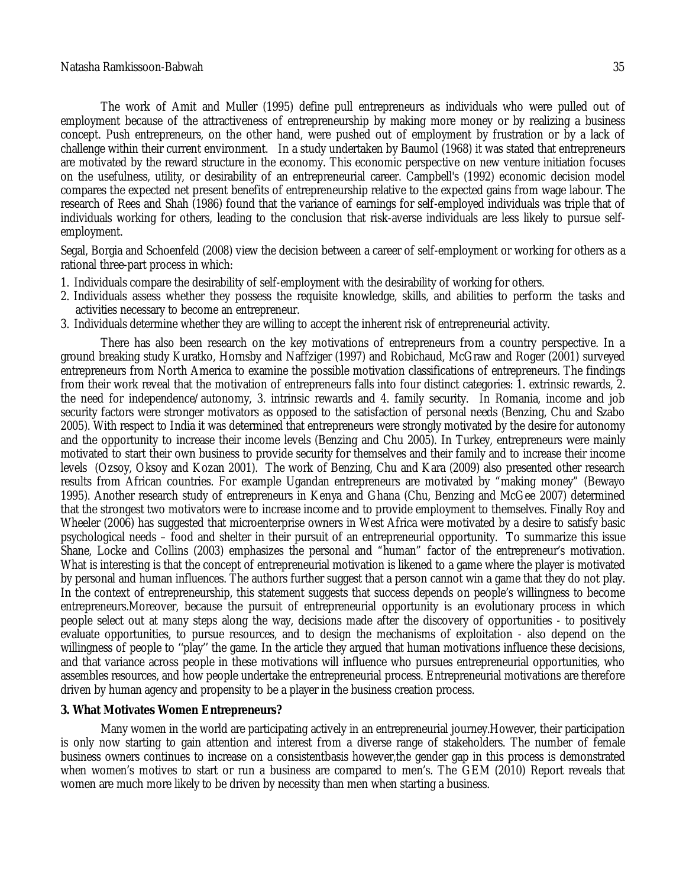The work of Amit and Muller (1995) define pull entrepreneurs as individuals who were pulled out of employment because of the attractiveness of entrepreneurship by making more money or by realizing a business concept. Push entrepreneurs, on the other hand, were pushed out of employment by frustration or by a lack of challenge within their current environment. In a study undertaken by Baumol (1968) it was stated that entrepreneurs are motivated by the reward structure in the economy. This economic perspective on new venture initiation focuses on the usefulness, utility, or desirability of an entrepreneurial career. Campbell's (1992) economic decision model compares the expected net present benefits of entrepreneurship relative to the expected gains from wage labour. The research of Rees and Shah (1986) found that the variance of earnings for self-employed individuals was triple that of individuals working for others, leading to the conclusion that risk-averse individuals are less likely to pursue self-employment.

Segal, Borgia and Schoenfeld (2008) view the decision between a career of self-employment or working for others as a rational three-part process in which:

1. Individuals compare the desirability of self-employment with the desirability of working for others.
2. Individuals assess whether they possess the requisite knowledge, skills, and abilities to perform the tasks and activities necessary to become an entrepreneur.
3. Individuals determine whether they are willing to accept the inherent risk of entrepreneurial activity.

There has also been research on the key motivations of entrepreneurs from a country perspective. In a ground breaking study Kuratko, Hornsby and Naffziger (1997) and Robichaud, McGraw and Roger (2001) surveyed entrepreneurs from North America to examine the possible motivation classifications of entrepreneurs. The findings from their work reveal that the motivation of entrepreneurs falls into four distinct categories: 1. extrinsic rewards, 2. the need for independence/autonomy, 3. intrinsic rewards and 4. family security. In Romania, income and job security factors were stronger motivators as opposed to the satisfaction of personal needs (Benzing, Chu and Szabo 2005). With respect to India it was determined that entrepreneurs were strongly motivated by the desire for autonomy and the opportunity to increase their income levels (Benzing and Chu 2005). In Turkey, entrepreneurs were mainly motivated to start their own business to provide security for themselves and their family and to increase their income levels (Ozsoy, Oksoy and Kozan 2001). The work of Benzing, Chu and Kara (2009) also presented other research results from African countries. For example Ugandan entrepreneurs are motivated by "making money" (Bewayo 1995). Another research study of entrepreneurs in Kenya and Ghana (Chu, Benzing and McGee 2007) determined that the strongest two motivators were to increase income and to provide employment to themselves. Finally Roy and Wheeler (2006) has suggested that microenterprise owners in West Africa were motivated by a desire to satisfy basic psychological needs – food and shelter in their pursuit of an entrepreneurial opportunity. To summarize this issue Shane, Locke and Collins (2003) emphasizes the personal and "human" factor of the entrepreneur's motivation. What is interesting is that the concept of entrepreneurial motivation is likened to a game where the player is motivated by personal and human influences. The authors further suggest that a person cannot win a game that they do not play. In the context of entrepreneurship, this statement suggests that success depends on people's willingness to become entrepreneurs.Moreover, because the pursuit of entrepreneurial opportunity is an evolutionary process in which people select out at many steps along the way, decisions made after the discovery of opportunities - to positively evaluate opportunities, to pursue resources, and to design the mechanisms of exploitation - also depend on the willingness of people to ''play'' the game. In the article they argued that human motivations influence these decisions, and that variance across people in these motivations will influence who pursues entrepreneurial opportunities, who assembles resources, and how people undertake the entrepreneurial process. Entrepreneurial motivations are therefore driven by human agency and propensity to be a player in the business creation process.

## 3. What Motivates Women Entrepreneurs?

Many women in the world are participating actively in an entrepreneurial journey.However, their participation is only now starting to gain attention and interest from a diverse range of stakeholders. The number of female business owners continues to increase on a consistentbasis however,the gender gap in this process is demonstrated when women's motives to start or run a business are compared to men's. The GEM (2010) Report reveals that women are much more likely to be driven by necessity than men when starting a business.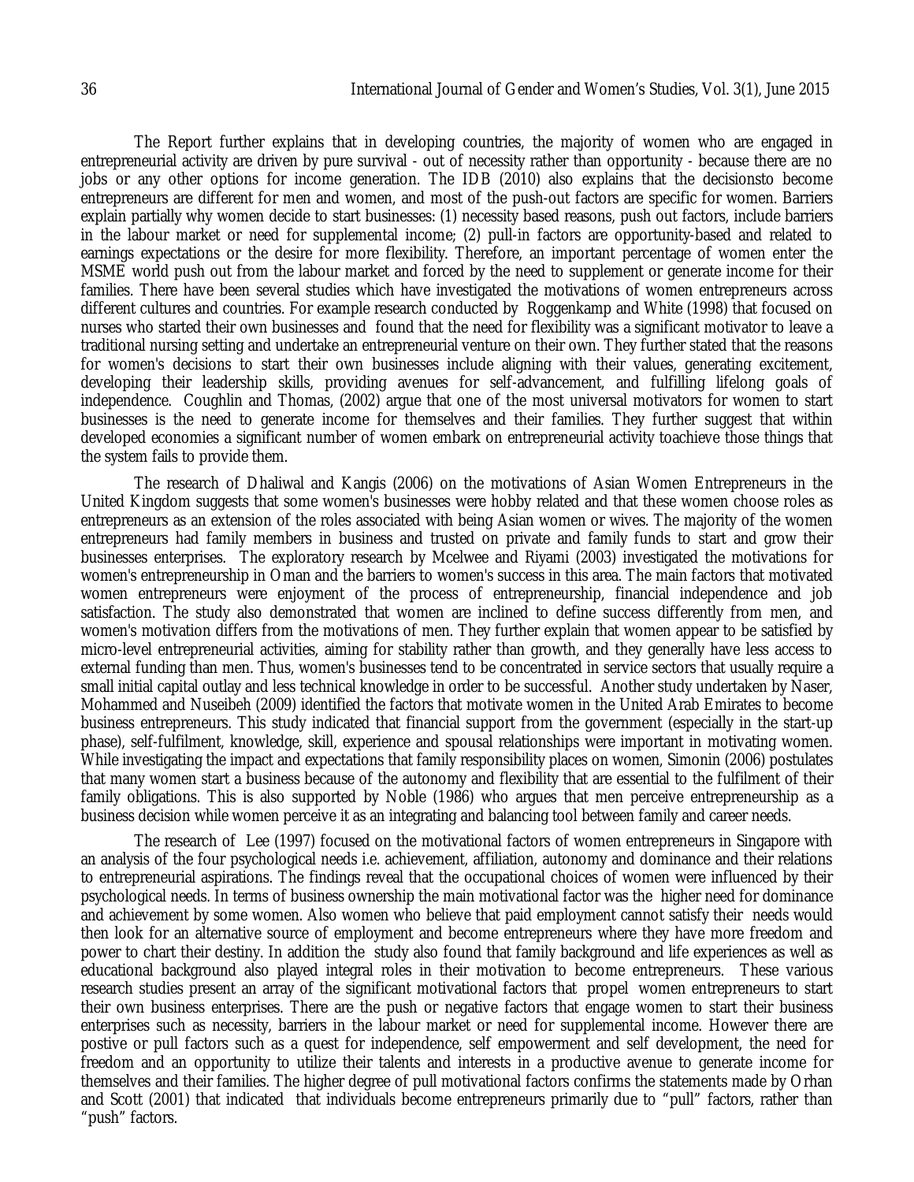The Report further explains that in developing countries, the majority of women who are engaged in entrepreneurial activity are driven by pure survival - out of necessity rather than opportunity - because there are no jobs or any other options for income generation. The IDB (2010) also explains that the decisionsto become entrepreneurs are different for men and women, and most of the push-out factors are specific for women. Barriers explain partially why women decide to start businesses: (1) necessity based reasons, push out factors, include barriers in the labour market or need for supplemental income; (2) pull-in factors are opportunity-based and related to earnings expectations or the desire for more flexibility. Therefore, an important percentage of women enter the MSME world push out from the labour market and forced by the need to supplement or generate income for their families. There have been several studies which have investigated the motivations of women entrepreneurs across different cultures and countries. For example research conducted by Roggenkamp and White (1998) that focused on nurses who started their own businesses and found that the need for flexibility was a significant motivator to leave a traditional nursing setting and undertake an entrepreneurial venture on their own. They further stated that the reasons for women's decisions to start their own businesses include aligning with their values, generating excitement, developing their leadership skills, providing avenues for self-advancement, and fulfilling lifelong goals of independence. Coughlin and Thomas, (2002) argue that one of the most universal motivators for women to start businesses is the need to generate income for themselves and their families. They further suggest that within developed economies a significant number of women embark on entrepreneurial activity toachieve those things that the system fails to provide them.

The research of Dhaliwal and Kangis (2006) on the motivations of Asian Women Entrepreneurs in the United Kingdom suggests that some women's businesses were hobby related and that these women choose roles as entrepreneurs as an extension of the roles associated with being Asian women or wives. The majority of the women entrepreneurs had family members in business and trusted on private and family funds to start and grow their businesses enterprises. The exploratory research by Mcelwee and Riyami (2003) investigated the motivations for women's entrepreneurship in Oman and the barriers to women's success in this area. The main factors that motivated women entrepreneurs were enjoyment of the process of entrepreneurship, financial independence and job satisfaction. The study also demonstrated that women are inclined to define success differently from men, and women's motivation differs from the motivations of men. They further explain that women appear to be satisfied by micro-level entrepreneurial activities, aiming for stability rather than growth, and they generally have less access to external funding than men. Thus, women's businesses tend to be concentrated in service sectors that usually require a small initial capital outlay and less technical knowledge in order to be successful. Another study undertaken by Naser, Mohammed and Nuseibeh (2009) identified the factors that motivate women in the United Arab Emirates to become business entrepreneurs. This study indicated that financial support from the government (especially in the start-up phase), self-fulfilment, knowledge, skill, experience and spousal relationships were important in motivating women. While investigating the impact and expectations that family responsibility places on women, Simonin (2006) postulates that many women start a business because of the autonomy and flexibility that are essential to the fulfilment of their family obligations. This is also supported by Noble (1986) who argues that men perceive entrepreneurship as a business decision while women perceive it as an integrating and balancing tool between family and career needs.

The research of Lee (1997) focused on the motivational factors of women entrepreneurs in Singapore with an analysis of the four psychological needs i.e. achievement, affiliation, autonomy and dominance and their relations to entrepreneurial aspirations. The findings reveal that the occupational choices of women were influenced by their psychological needs. In terms of business ownership the main motivational factor was the higher need for dominance and achievement by some women. Also women who believe that paid employment cannot satisfy their needs would then look for an alternative source of employment and become entrepreneurs where they have more freedom and power to chart their destiny. In addition the study also found that family background and life experiences as well as educational background also played integral roles in their motivation to become entrepreneurs. These various research studies present an array of the significant motivational factors that propel women entrepreneurs to start their own business enterprises. There are the push or negative factors that engage women to start their business enterprises such as necessity, barriers in the labour market or need for supplemental income. However there are postive or pull factors such as a quest for independence, self empowerment and self development, the need for freedom and an opportunity to utilize their talents and interests in a productive avenue to generate income for themselves and their families. The higher degree of pull motivational factors confirms the statements made by Orhan and Scott (2001) that indicated that individuals become entrepreneurs primarily due to "pull" factors, rather than "push" factors.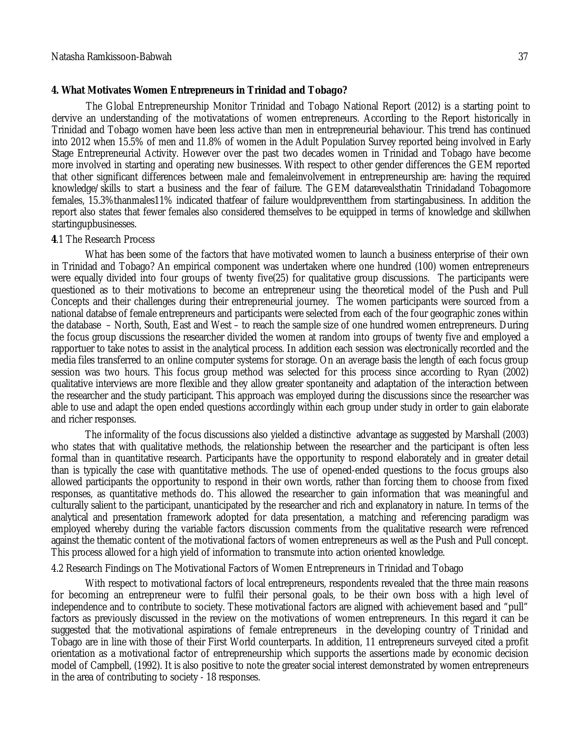## 4. What Motivates Women Entrepreneurs in Trinidad and Tobago?

The Global Entrepreneurship Monitor Trinidad and Tobago National Report (2012) is a starting point to dervive an understanding of the motivatations of women entrepreneurs. According to the Report historically in Trinidad and Tobago women have been less active than men in entrepreneurial behaviour. This trend has continued into 2012 when 15.5% of men and 11.8% of women in the Adult Population Survey reported being involved in Early Stage Entrepreneurial Activity. However over the past two decades women in Trinidad and Tobago have become more involved in starting and operating new businesses. With respect to other gender differences the GEM reported that other significant differences between male and femaleinvolvement in entrepreneurship are: having the required knowledge/skills to start a business and the fear of failure. The GEM datarevealsthatin Trinidadand Tobagomore females, 15.3%thanmales11% indicated thatfear of failure wouldpreventthem from startingabusiness. In addition the report also states that fewer females also considered themselves to be equipped in terms of knowledge and skillwhen startingupbusinesses.

### 4.1 The Research Process

What has been some of the factors that have motivated women to launch a business enterprise of their own in Trinidad and Tobago? An empirical component was undertaken where one hundred (100) women entrepreneurs were equally divided into four groups of twenty five(25) for qualitative group discussions. The participants were questioned as to their motivations to become an entrepreneur using the theoretical model of the Push and Pull Concepts and their challenges during their entrepreneurial journey. The women participants were sourced from a national databse of female entrepreneurs and participants were selected from each of the four geographic zones within the database – North, South, East and West – to reach the sample size of one hundred women entrepreneurs. During the focus group discussions the researcher divided the women at random into groups of twenty five and employed a rapportuer to take notes to assist in the analytical process. In addition each session was electronically recorded and the media files transferred to an online computer systems for storage. On an average basis the length of each focus group session was two hours. This focus group method was selected for this process since according to Ryan (2002) qualitative interviews are more flexible and they allow greater spontaneity and adaptation of the interaction between the researcher and the study participant. This approach was employed during the discussions since the researcher was able to use and adapt the open ended questions accordingly within each group under study in order to gain elaborate and richer responses.

The informality of the focus discussions also yielded a distinctive advantage as suggested by Marshall (2003) who states that with qualitative methods, the relationship between the researcher and the participant is often less formal than in quantitative research. Participants have the opportunity to respond elaborately and in greater detail than is typically the case with quantitative methods. The use of opened-ended questions to the focus groups also allowed participants the opportunity to respond in their own words, rather than forcing them to choose from fixed responses, as quantitative methods do. This allowed the researcher to gain information that was meaningful and culturally salient to the participant, unanticipated by the researcher and rich and explanatory in nature. In terms of the analytical and presentation framework adopted for data presentation, a matching and referencing paradigm was employed whereby during the variable factors discussion comments from the qualitative research were refrenced against the thematic content of the motivational factors of women entrepreneurs as well as the Push and Pull concept. This process allowed for a high yield of information to transmute into action oriented knowledge.

### 4.2 Research Findings on The Motivational Factors of Women Entrepreneurs in Trinidad and Tobago

With respect to motivational factors of local entrepreneurs, respondents revealed that the three main reasons for becoming an entrepreneur were to fulfil their personal goals, to be their own boss with a high level of independence and to contribute to society. These motivational factors are aligned with achievement based and "pull" factors as previously discussed in the review on the motivations of women entrepreneurs. In this regard it can be suggested that the motivational aspirations of female entrepreneurs in the developing country of Trinidad and Tobago are in line with those of their First World counterparts. In addition, 11 entrepreneurs surveyed cited a profit orientation as a motivational factor of entrepreneurship which supports the assertions made by economic decision model of Campbell, (1992). It is also positive to note the greater social interest demonstrated by women entrepreneurs in the area of contributing to society - 18 responses.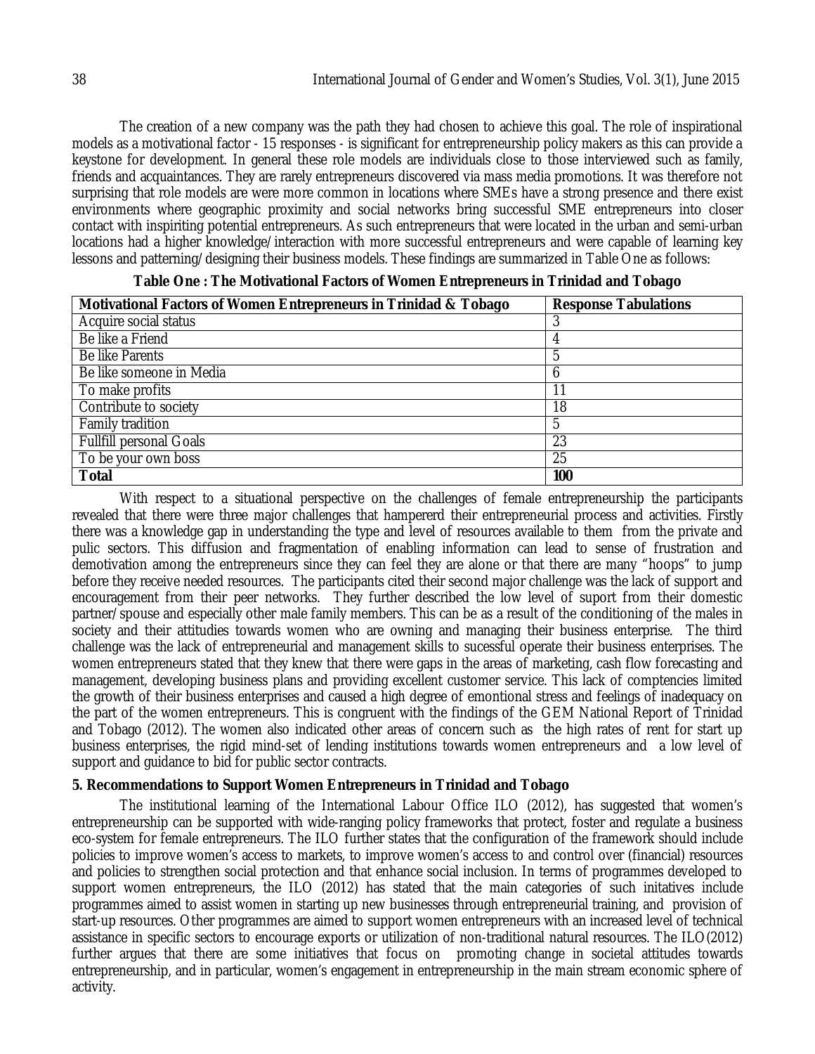The creation of a new company was the path they had chosen to achieve this goal. The role of inspirational models as a motivational factor - 15 responses - is significant for entrepreneurship policy makers as this can provide a keystone for development. In general these role models are individuals close to those interviewed such as family, friends and acquaintances. They are rarely entrepreneurs discovered via mass media promotions. It was therefore not surprising that role models are were more common in locations where SMEs have a strong presence and there exist environments where geographic proximity and social networks bring successful SME entrepreneurs into closer contact with inspiriting potential entrepreneurs. As such entrepreneurs that were located in the urban and semi-urban locations had a higher knowledge/interaction with more successful entrepreneurs and were capable of learning key lessons and patterning/designing their business models. These findings are summarized in Table One as follows:

**Table One : The Motivational Factors of Women Entrepreneurs in Trinidad and Tobago**

| Motivational Factors of Women Entrepreneurs in Trinidad & Tobago | Response Tabulations |
|---|---|
| Acquire social status | 3 |
| Be like a Friend | 4 |
| Be like Parents | 5 |
| Be like someone in Media | 6 |
| To make profits | 11 |
| Contribute to society | 18 |
| Family tradition | 5 |
| Fullfill personal Goals | 23 |
| To be your own boss | 25 |
| **Total** | **100** |

With respect to a situational perspective on the challenges of female entrepreneurship the participants revealed that there were three major challenges that hampererd their entrepreneurial process and activities. Firstly there was a knowledge gap in understanding the type and level of resources available to them from the private and pulic sectors. This diffusion and fragmentation of enabling information can lead to sense of frustration and demotivation among the entrepreneurs since they can feel they are alone or that there are many "hoops" to jump before they receive needed resources. The participants cited their second major challenge was the lack of support and encouragement from their peer networks. They further described the low level of suport from their domestic partner/spouse and especially other male family members. This can be as a result of the conditioning of the males in society and their attitudies towards women who are owning and managing their business enterprise. The third challenge was the lack of entrepreneurial and management skills to sucessful operate their business enterprises. The women entrepreneurs stated that they knew that there were gaps in the areas of marketing, cash flow forecasting and management, developing business plans and providing excellent customer service. This lack of comptencies limited the growth of their business enterprises and caused a high degree of emontional stress and feelings of inadequacy on the part of the women entrepreneurs. This is congruent with the findings of the GEM National Report of Trinidad and Tobago (2012). The women also indicated other areas of concern such as the high rates of rent for start up business enterprises, the rigid mind-set of lending institutions towards women entrepreneurs and a low level of support and guidance to bid for public sector contracts.

## 5. Recommendations to Support Women Entrepreneurs in Trinidad and Tobago

The institutional learning of the International Labour Office ILO (2012), has suggested that women's entrepreneurship can be supported with wide-ranging policy frameworks that protect, foster and regulate a business eco-system for female entrepreneurs. The ILO further states that the configuration of the framework should include policies to improve women's access to markets, to improve women's access to and control over (financial) resources and policies to strengthen social protection and that enhance social inclusion. In terms of programmes developed to support women entrepreneurs, the ILO (2012) has stated that the main categories of such initatives include programmes aimed to assist women in starting up new businesses through entrepreneurial training, and provision of start-up resources. Other programmes are aimed to support women entrepreneurs with an increased level of technical assistance in specific sectors to encourage exports or utilization of non-traditional natural resources. The ILO(2012) further argues that there are some initiatives that focus on promoting change in societal attitudes towards entrepreneurship, and in particular, women's engagement in entrepreneurship in the main stream economic sphere of activity.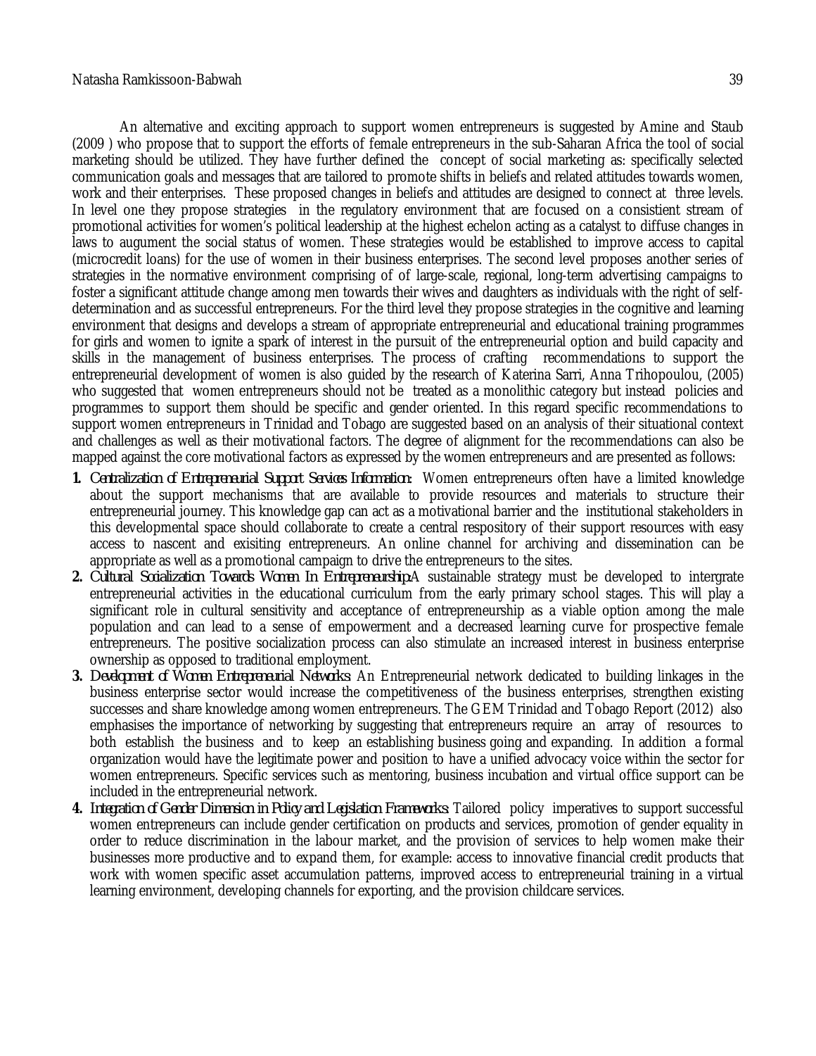An alternative and exciting approach to support women entrepreneurs is suggested by Amine and Staub (2009 ) who propose that to support the efforts of female entrepreneurs in the sub-Saharan Africa the tool of social marketing should be utilized. They have further defined the concept of social marketing as: specifically selected communication goals and messages that are tailored to promote shifts in beliefs and related attitudes towards women, work and their enterprises. These proposed changes in beliefs and attitudes are designed to connect at three levels. In level one they propose strategies in the regulatory environment that are focused on a consistient stream of promotional activities for women's political leadership at the highest echelon acting as a catalyst to diffuse changes in laws to augument the social status of women. These strategies would be established to improve access to capital (microcredit loans) for the use of women in their business enterprises. The second level proposes another series of strategies in the normative environment comprising of of large-scale, regional, long-term advertising campaigns to foster a significant attitude change among men towards their wives and daughters as individuals with the right of self-determination and as successful entrepreneurs. For the third level they propose strategies in the cognitive and learning environment that designs and develops a stream of appropriate entrepreneurial and educational training programmes for girls and women to ignite a spark of interest in the pursuit of the entrepreneurial option and build capacity and skills in the management of business enterprises. The process of crafting recommendations to support the entrepreneurial development of women is also guided by the research of Katerina Sarri, Anna Trihopoulou, (2005) who suggested that women entrepreneurs should not be treated as a monolithic category but instead policies and programmes to support them should be specific and gender oriented. In this regard specific recommendations to support women entrepreneurs in Trinidad and Tobago are suggested based on an analysis of their situational context and challenges as well as their motivational factors. The degree of alignment for the recommendations can also be mapped against the core motivational factors as expressed by the women entrepreneurs and are presented as follows:

1. *Centralization of Entrepreneurial Support Services Information:* Women entrepreneurs often have a limited knowledge about the support mechanisms that are available to provide resources and materials to structure their entrepreneurial journey. This knowledge gap can act as a motivational barrier and the institutional stakeholders in this developmental space should collaborate to create a central respository of their support resources with easy access to nascent and exisiting entrepreneurs. An online channel for archiving and dissemination can be appropriate as well as a promotional campaign to drive the entrepreneurs to the sites.
2. *Cultural Socialization Towards Women In Entrepreneurship:*A sustainable strategy must be developed to intergrate entrepreneurial activities in the educational curriculum from the early primary school stages. This will play a significant role in cultural sensitivity and acceptance of entrepreneurship as a viable option among the male population and can lead to a sense of empowerment and a decreased learning curve for prospective female entrepreneurs. The positive socialization process can also stimulate an increased interest in business enterprise ownership as opposed to traditional employment.
3. *Development of Women Entrepreneurial Networks:* An Entrepreneurial network dedicated to building linkages in the business enterprise sector would increase the competitiveness of the business enterprises, strengthen existing successes and share knowledge among women entrepreneurs. The GEM Trinidad and Tobago Report (2012) also emphasises the importance of networking by suggesting that entrepreneurs require an array of resources to both establish the business and to keep an establishing business going and expanding. In addition a formal organization would have the legitimate power and position to have a unified advocacy voice within the sector for women entrepreneurs. Specific services such as mentoring, business incubation and virtual office support can be included in the entrepreneurial network.
4. *Integration of Gender Dimension in Policy and Legislation Frameworks:* Tailored policy imperatives to support successful women entrepreneurs can include gender certification on products and services, promotion of gender equality in order to reduce discrimination in the labour market, and the provision of services to help women make their businesses more productive and to expand them, for example: access to innovative financial credit products that work with women specific asset accumulation patterns, improved access to entrepreneurial training in a virtual learning environment, developing channels for exporting, and the provision childcare services.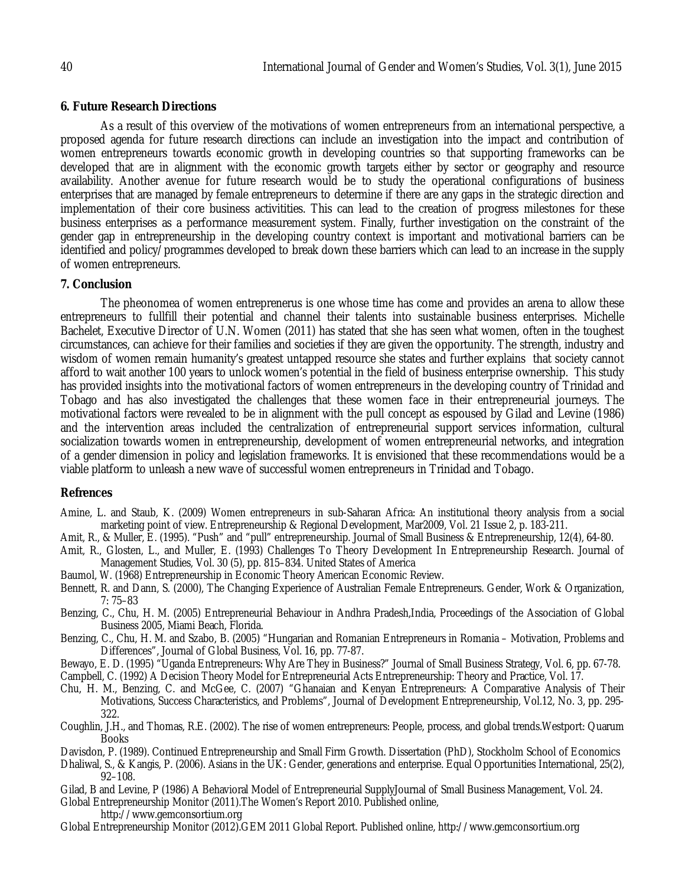## 6. Future Research Directions

As a result of this overview of the motivations of women entrepreneurs from an international perspective, a proposed agenda for future research directions can include an investigation into the impact and contribution of women entrepreneurs towards economic growth in developing countries so that supporting frameworks can be developed that are in alignment with the economic growth targets either by sector or geography and resource availability. Another avenue for future research would be to study the operational configurations of business enterprises that are managed by female entrepreneurs to determine if there are any gaps in the strategic direction and implementation of their core business activitities. This can lead to the creation of progress milestones for these business enterprises as a performance measurement system. Finally, further investigation on the constraint of the gender gap in entrepreneurship in the developing country context is important and motivational barriers can be identified and policy/programmes developed to break down these barriers which can lead to an increase in the supply of women entrepreneurs.

## 7. Conclusion

The pheonomea of women entreprenerus is one whose time has come and provides an arena to allow these entrepreneurs to fullfill their potential and channel their talents into sustainable business enterprises. Michelle Bachelet, Executive Director of U.N. Women (2011) has stated that she has seen what women, often in the toughest circumstances, can achieve for their families and societies if they are given the opportunity. The strength, industry and wisdom of women remain humanity's greatest untapped resource she states and further explains that society cannot afford to wait another 100 years to unlock women's potential in the field of business enterprise ownership. This study has provided insights into the motivational factors of women entrepreneurs in the developing country of Trinidad and Tobago and has also investigated the challenges that these women face in their entrepreneurial journeys. The motivational factors were revealed to be in alignment with the pull concept as espoused by Gilad and Levine (1986) and the intervention areas included the centralization of entrepreneurial support services information, cultural socialization towards women in entrepreneurship, development of women entrepreneurial networks, and integration of a gender dimension in policy and legislation frameworks. It is envisioned that these recommendations would be a viable platform to unleash a new wave of successful women entrepreneurs in Trinidad and Tobago.

## Refrences

Amine, L. and Staub, K. (2009) Women entrepreneurs in sub-Saharan Africa: An institutional theory analysis from a social marketing point of view. Entrepreneurship & Regional Development, Mar2009, Vol. 21 Issue 2, p. 183-211.

Amit, R., & Muller, E. (1995). "Push" and "pull" entrepreneurship. Journal of Small Business & Entrepreneurship, 12(4), 64-80.

Amit, R., Glosten, L., and Muller, E. (1993) Challenges To Theory Development In Entrepreneurship Research. Journal of Management Studies, Vol. 30 (5), pp. 815–834. United States of America

Baumol, W. (1968) Entrepreneurship in Economic Theory American Economic Review.

Bennett, R. and Dann, S. (2000), The Changing Experience of Australian Female Entrepreneurs. Gender, Work & Organization, 7: 75–83

Benzing, C., Chu, H. M. (2005) Entrepreneurial Behaviour in Andhra Pradesh,India, Proceedings of the Association of Global Business 2005, Miami Beach, Florida.

Benzing, C., Chu, H. M. and Szabo, B. (2005) "Hungarian and Romanian Entrepreneurs in Romania – Motivation, Problems and Differences", Journal of Global Business, Vol. 16, pp. 77-87.

Bewayo, E. D. (1995) "Uganda Entrepreneurs: Why Are They in Business?" Journal of Small Business Strategy, Vol. 6, pp. 67-78.

Campbell, C. (1992) A Decision Theory Model for Entrepreneurial Acts Entrepreneurship: Theory and Practice, Vol. 17.

Chu, H. M., Benzing, C. and McGee, C. (2007) "Ghanaian and Kenyan Entrepreneurs: A Comparative Analysis of Their Motivations, Success Characteristics, and Problems", Journal of Development Entrepreneurship, Vol.12, No. 3, pp. 295-322.

Coughlin, J.H., and Thomas, R.E. (2002). The rise of women entrepreneurs: People, process, and global trends.Westport: Quarum Books

Davisdon, P. (1989). Continued Entrepreneurship and Small Firm Growth. Dissertation (PhD), Stockholm School of Economics

Dhaliwal, S., & Kangis, P. (2006). Asians in the UK: Gender, generations and enterprise. Equal Opportunities International, 25(2), 92–108.

Gilad, B and Levine, P (1986) A Behavioral Model of Entrepreneurial SupplyJournal of Small Business Management, Vol. 24.

Global Entrepreneurship Monitor (2011).The Women's Report 2010. Published online, http://www.gemconsortium.org

Global Entrepreneurship Monitor (2012).GEM 2011 Global Report. Published online, http://www.gemconsortium.org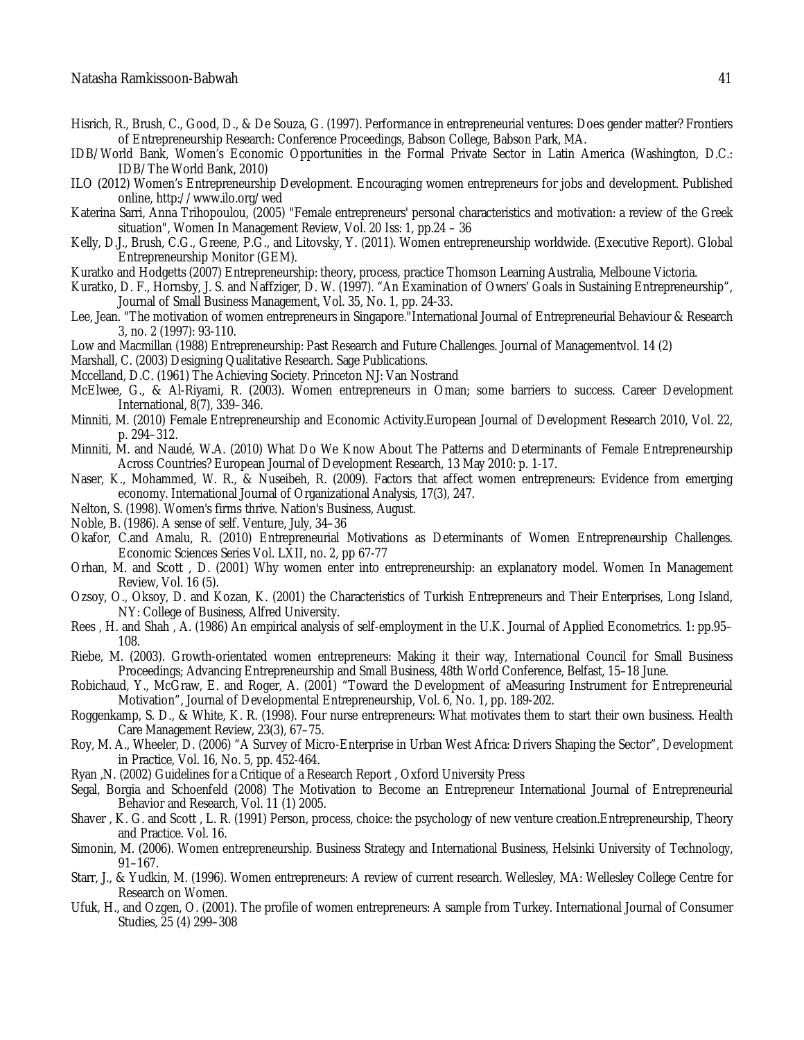Hisrich, R., Brush, C., Good, D., & De Souza, G. (1997). Performance in entrepreneurial ventures: Does gender matter? Frontiers of Entrepreneurship Research: Conference Proceedings, Babson College, Babson Park, MA.

IDB/World Bank, Women's Economic Opportunities in the Formal Private Sector in Latin America (Washington, D.C.: IDB/The World Bank, 2010)

ILO (2012) Women's Entrepreneurship Development. Encouraging women entrepreneurs for jobs and development. Published online, http://www.ilo.org/wed

Katerina Sarri, Anna Trihopoulou, (2005) "Female entrepreneurs' personal characteristics and motivation: a review of the Greek situation", Women In Management Review, Vol. 20 Iss: 1, pp.24 – 36

Kelly, D.J., Brush, C.G., Greene, P.G., and Litovsky, Y. (2011). Women entrepreneurship worldwide. (Executive Report). Global Entrepreneurship Monitor (GEM).

Kuratko and Hodgetts (2007) Entrepreneurship: theory, process, practice Thomson Learning Australia, Melboune Victoria.

Kuratko, D. F., Hornsby, J. S. and Naffziger, D. W. (1997). "An Examination of Owners' Goals in Sustaining Entrepreneurship", Journal of Small Business Management, Vol. 35, No. 1, pp. 24-33.

Lee, Jean. "The motivation of women entrepreneurs in Singapore."International Journal of Entrepreneurial Behaviour & Research 3, no. 2 (1997): 93-110.

Low and Macmillan (1988) Entrepreneurship: Past Research and Future Challenges. Journal of Managementvol. 14 (2)

Marshall, C. (2003) Designing Qualitative Research. Sage Publications.

Mccelland, D.C. (1961) The Achieving Society. Princeton NJ: Van Nostrand

McElwee, G., & Al-Riyami, R. (2003). Women entrepreneurs in Oman; some barriers to success. Career Development International, 8(7), 339–346.

Minniti, M. (2010) Female Entrepreneurship and Economic Activity.European Journal of Development Research 2010, Vol. 22, p. 294–312.

Minniti, M. and Naudé, W.A. (2010) What Do We Know About The Patterns and Determinants of Female Entrepreneurship Across Countries? European Journal of Development Research, 13 May 2010: p. 1-17.

Naser, K., Mohammed, W. R., & Nuseibeh, R. (2009). Factors that affect women entrepreneurs: Evidence from emerging economy. International Journal of Organizational Analysis, 17(3), 247.

Nelton, S. (1998). Women's firms thrive. Nation's Business, August.

Noble, B. (1986). A sense of self. Venture, July, 34–36

Okafor, C.and Amalu, R. (2010) Entrepreneurial Motivations as Determinants of Women Entrepreneurship Challenges. Economic Sciences Series Vol. LXII, no. 2, pp 67-77

Orhan, M. and Scott , D. (2001) Why women enter into entrepreneurship: an explanatory model. Women In Management Review, Vol. 16 (5).

Ozsoy, O., Oksoy, D. and Kozan, K. (2001) the Characteristics of Turkish Entrepreneurs and Their Enterprises, Long Island, NY: College of Business, Alfred University.

Rees , H. and Shah , A. (1986) An empirical analysis of self-employment in the U.K. Journal of Applied Econometrics. 1: pp.95–108.

Riebe, M. (2003). Growth-orientated women entrepreneurs: Making it their way, International Council for Small Business Proceedings; Advancing Entrepreneurship and Small Business, 48th World Conference, Belfast, 15–18 June.

Robichaud, Y., McGraw, E. and Roger, A. (2001) "Toward the Development of aMeasuring Instrument for Entrepreneurial Motivation", Journal of Developmental Entrepreneurship, Vol. 6, No. 1, pp. 189-202.

Roggenkamp, S. D., & White, K. R. (1998). Four nurse entrepreneurs: What motivates them to start their own business. Health Care Management Review, 23(3), 67–75.

Roy, M. A., Wheeler, D. (2006) "A Survey of Micro-Enterprise in Urban West Africa: Drivers Shaping the Sector", Development in Practice, Vol. 16, No. 5, pp. 452-464.

Ryan ,N. (2002) Guidelines for a Critique of a Research Report , Oxford University Press

Segal, Borgia and Schoenfeld (2008) The Motivation to Become an Entrepreneur International Journal of Entrepreneurial Behavior and Research, Vol. 11 (1) 2005.

Shaver , K. G. and Scott , L. R. (1991) Person, process, choice: the psychology of new venture creation.Entrepreneurship, Theory and Practice. Vol. 16.

Simonin, M. (2006). Women entrepreneurship. Business Strategy and International Business, Helsinki University of Technology, 91–167.

Starr, J., & Yudkin, M. (1996). Women entrepreneurs: A review of current research. Wellesley, MA: Wellesley College Centre for Research on Women.

Ufuk, H., and Ozgen, O. (2001). The profile of women entrepreneurs: A sample from Turkey. International Journal of Consumer Studies, 25 (4) 299–308